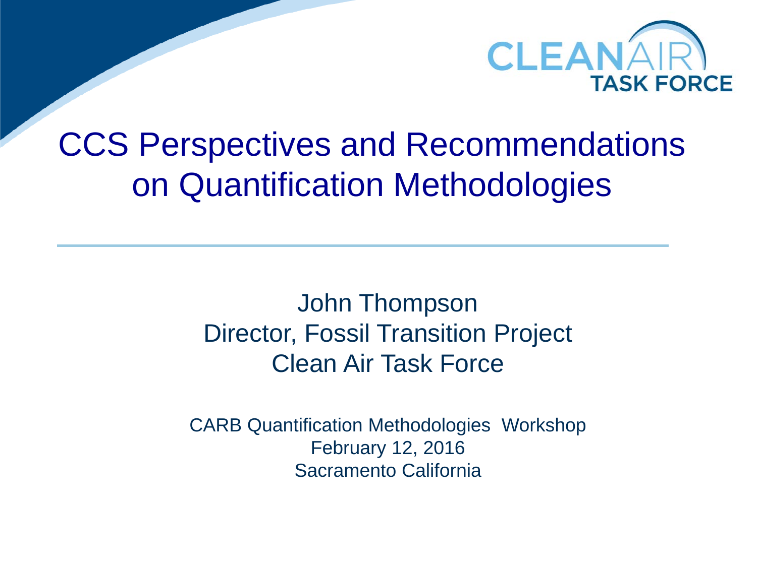CLEAN AIR TASK FORCE

# CCS Perspectives and Recommendations on Quantification Methodologies

John Thompson
Director, Fossil Transition Project
Clean Air Task Force

CARB Quantification Methodologies Workshop
February 12, 2016
Sacramento California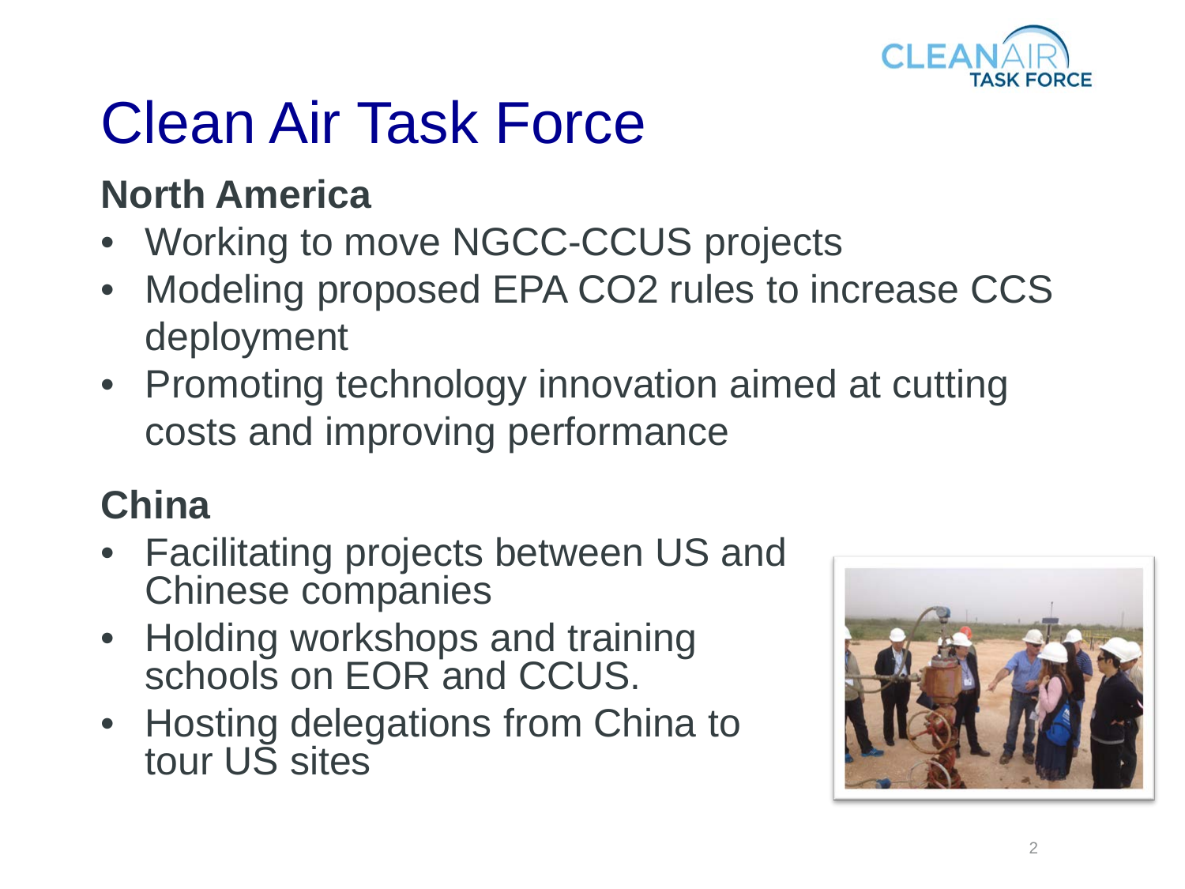# Clean Air Task Force

**North America**

- Working to move NGCC-CCUS projects
- Modeling proposed EPA CO2 rules to increase CCS deployment
- Promoting technology innovation aimed at cutting costs and improving performance

**China**

- Facilitating projects between US and Chinese companies
- Holding workshops and training schools on EOR and CCUS.
- Hosting delegations from China to tour US sites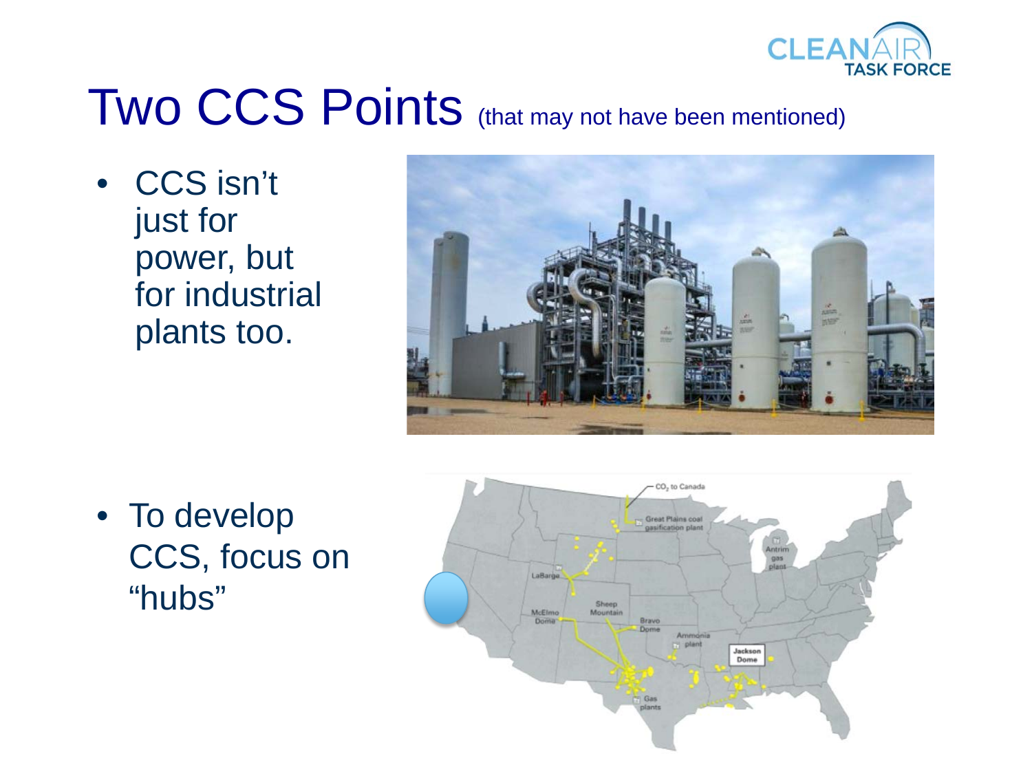# Two CCS Points (that may not have been mentioned)

- CCS isn't just for power, but for industrial plants too.

- To develop CCS, focus on "hubs"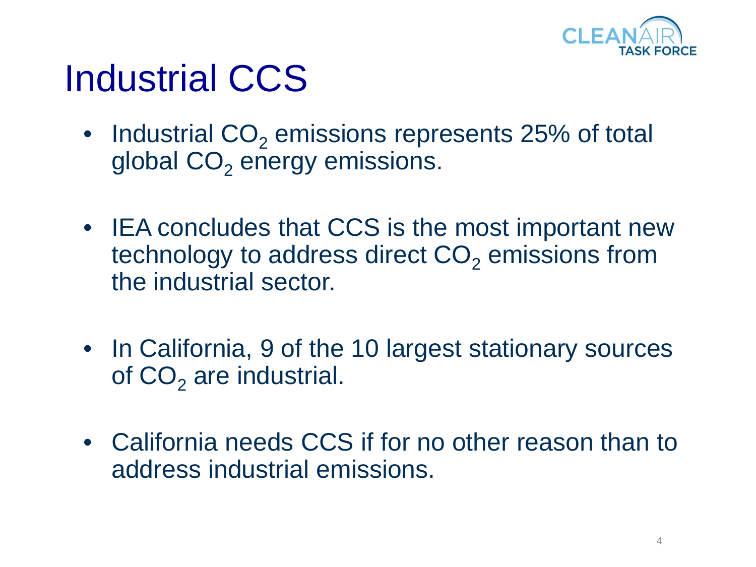# Industrial CCS

- Industrial $CO_2$ emissions represents 25% of total global $CO_2$ energy emissions.
- IEA concludes that CCS is the most important new technology to address direct $CO_2$ emissions from the industrial sector.
- In California, 9 of the 10 largest stationary sources of $CO_2$ are industrial.
- California needs CCS if for no other reason than to address industrial emissions.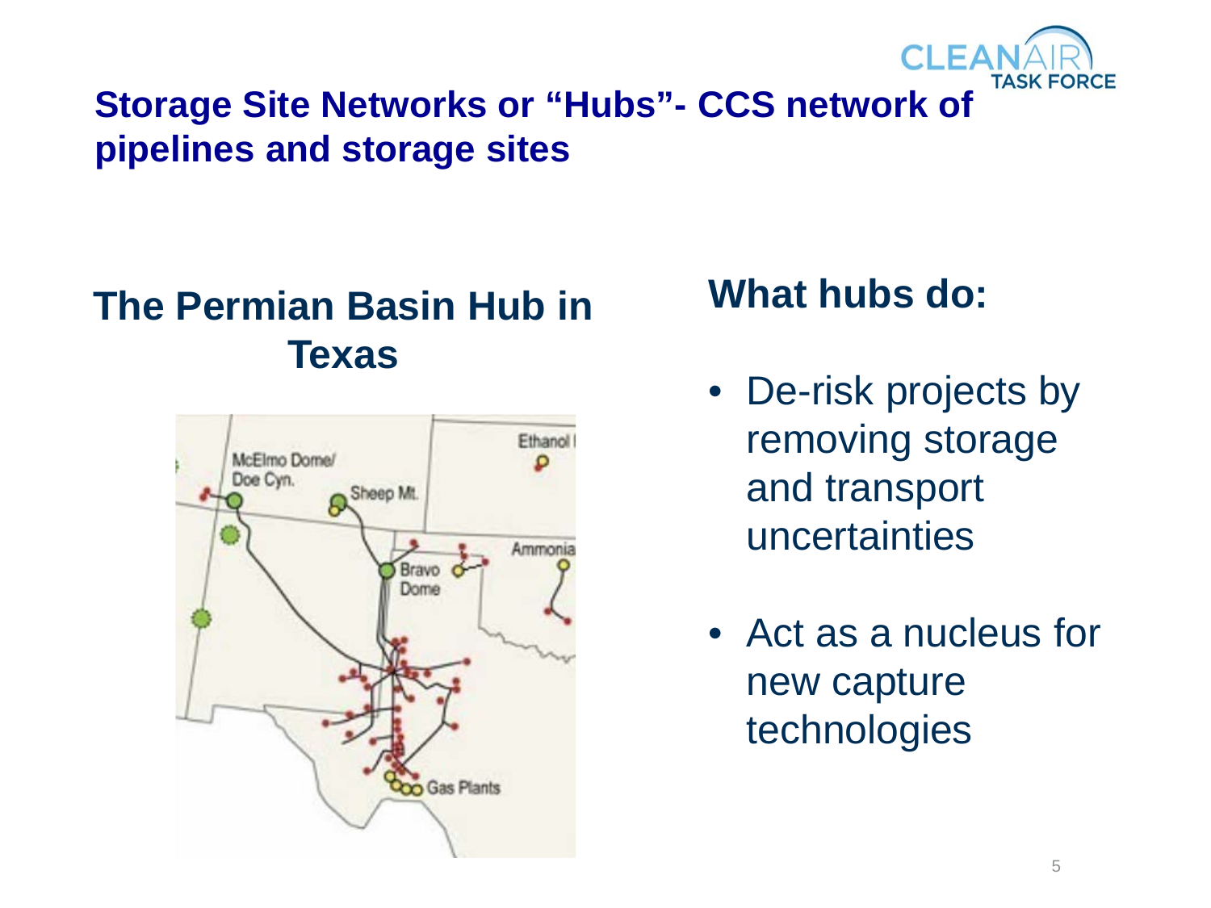## Storage Site Networks or "Hubs"- CCS network of pipelines and storage sites

### The Permian Basin Hub in Texas

McElmo Dome/ Doe Cyn.

Sheep Mt.

Ethanol

Ammonia

Bravo Dome

Gas Plants

### What hubs do:

- De-risk projects by removing storage and transport uncertainties
- Act as a nucleus for new capture technologies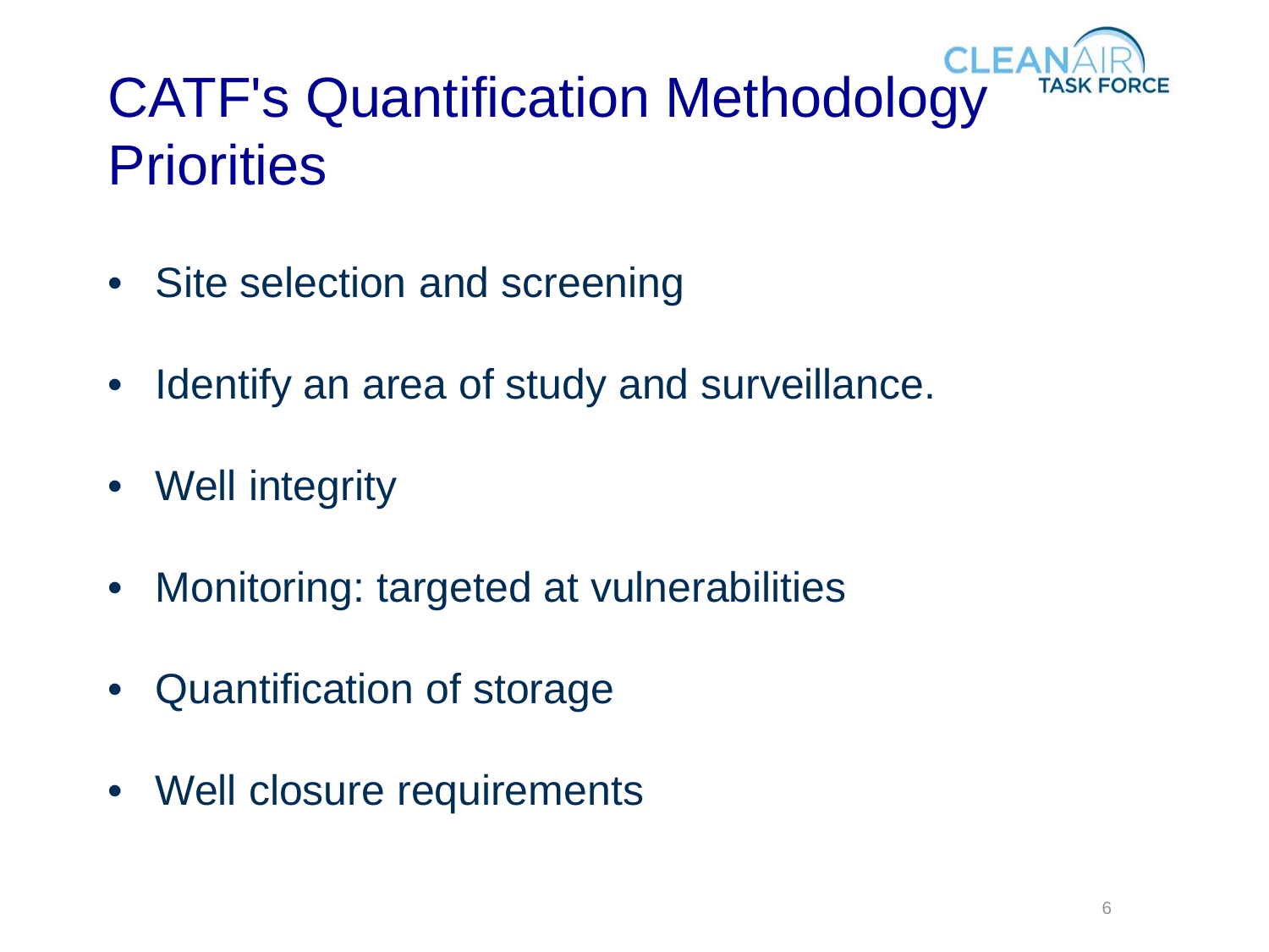# CATF's Quantification Methodology Priorities

- Site selection and screening
- Identify an area of study and surveillance.
- Well integrity
- Monitoring: targeted at vulnerabilities
- Quantification of storage
- Well closure requirements